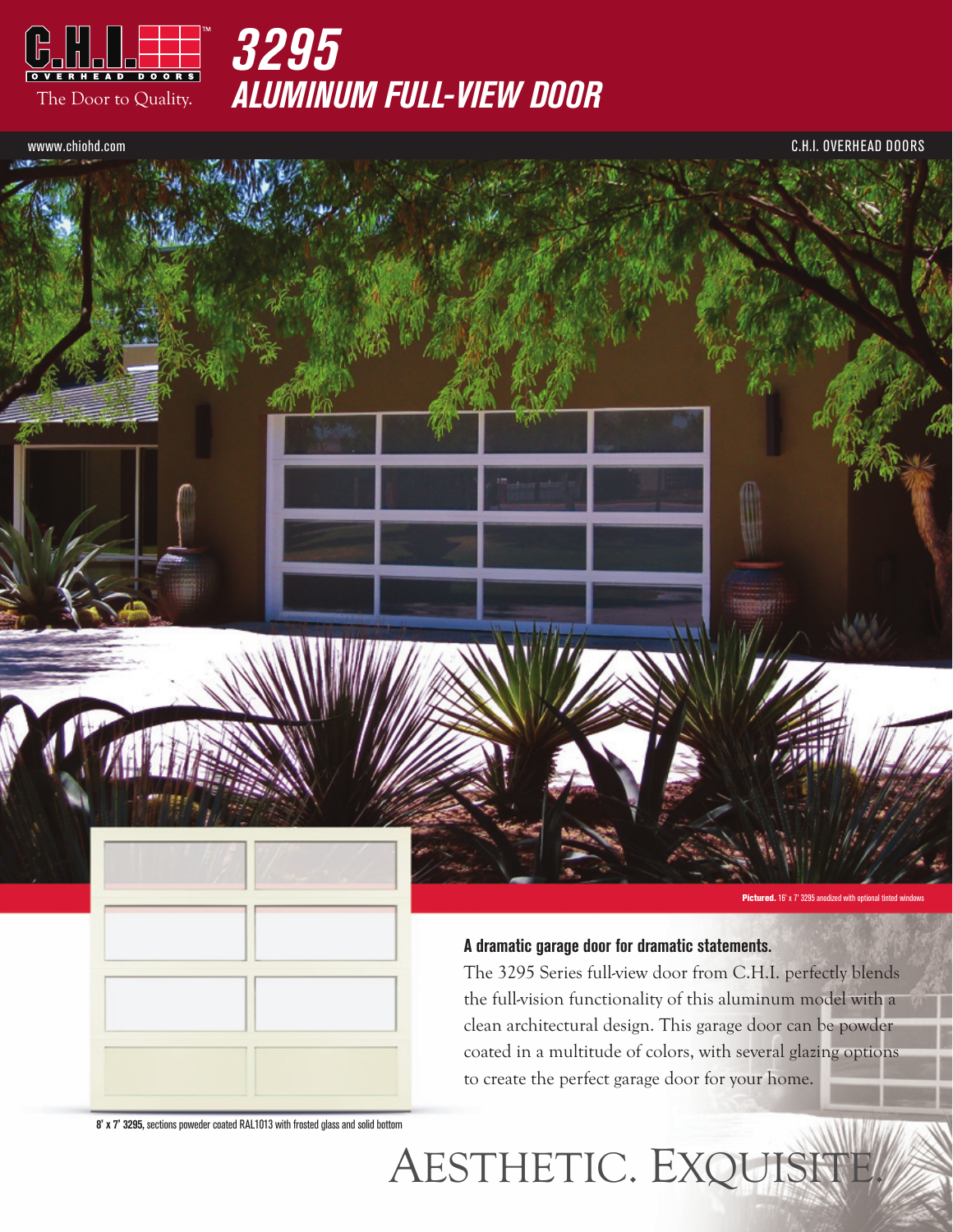C.H.I. OVERHEAD DOORS

The Door to Quality.

# 3295 ALUMINUM FULL-VIEW DOOR

wwww.chiohd.com

C.H.I. OVERHEAD DOORS

**Pictured.** 16' x 7' 3295 anodized with optional tinted windows

**8' x 7' 3295,** sections poweder coated RAL1013 with frosted glass and solid bottom

### A dramatic garage door for dramatic statements.

The 3295 Series full-view door from C.H.I. perfectly blends the full-vision functionality of this aluminum model with a clean architectural design. This garage door can be powder coated in a multitude of colors, with several glazing options to create the perfect garage door for your home.

## AESTHETIC. EXQUISITE.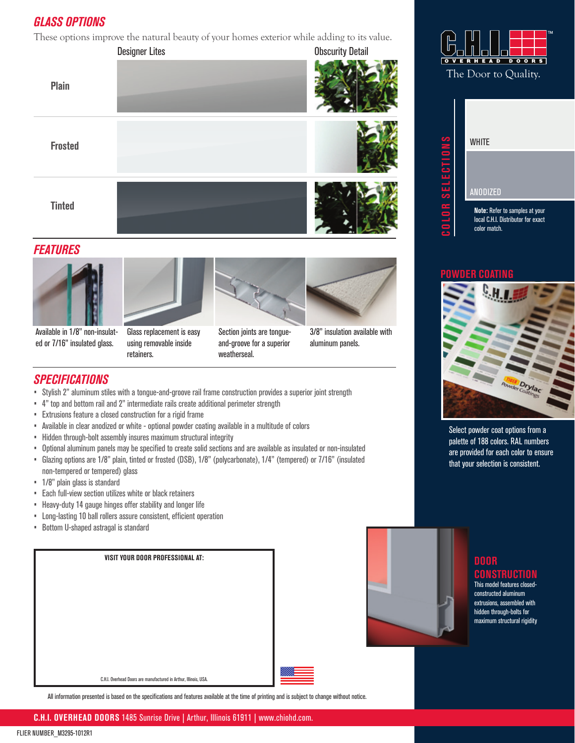## GLASS OPTIONS

These options improve the natural beauty of your homes exterior while adding to its value.

| | Designer Lites | Obscurity Detail |
|---|---|---|
| Plain | | |
| Frosted | | |
| Tinted | | |

## FEATURES

Available in 1/8" non-insulated or 7/16" insulated glass.

Glass replacement is easy using removable inside retainers.

Section joints are tongue-and-groove for a superior weatherseal.

3/8" insulation available with aluminum panels.

## SPECIFICATIONS

- Stylish 2" aluminum stiles with a tongue-and-groove rail frame construction provides a superior joint strength
- 4" top and bottom rail and 2" intermediate rails create additional perimeter strength
- Extrusions feature a closed construction for a rigid frame
- Available in clear anodized or white - optional powder coating available in a multitude of colors
- Hidden through-bolt assembly insures maximum structural integrity
- Optional aluminum panels may be specified to create solid sections and are available as insulated or non-insulated
- Glazing options are 1/8" plain, tinted or frosted (DSB), 1/8" (polycarbonate), 1/4" (tempered) or 7/16" (insulated non-tempered or tempered) glass
- 1/8" plain glass is standard
- Each full-view section utilizes white or black retainers
- Heavy-duty 14 gauge hinges offer stability and longer life
- Long-lasting 10 ball rollers assure consistent, efficient operation
- Bottom U-shaped astragal is standard

**VISIT YOUR DOOR PROFESSIONAL AT:**

C.H.I. Overhead Doors are manufactured in Arthur, Illinois, USA.

All information presented is based on the specifications and features available at the time of printing and is subject to change without notice.

C.H.I. OVERHEAD DOORS

The Door to Quality.

## COLOR SELECTIONS

WHITE

ANODIZED

**Note:** Refer to samples at your local C.H.I. Distributor for exact color match.

## POWDER COATING

Select powder coat options from a palette of 188 colors. RAL numbers are provided for each color to ensure that your selection is consistent.

## DOOR CONSTRUCTION

This model features closed-constructed aluminum extrusions, assembled with hidden through-bolts for maximum structural rigidity

**C.H.I. OVERHEAD DOORS** 1485 Sunrise Drive | Arthur, Illinois 61911 | www.chiohd.com.

FLIER NUMBER_M3295-1012R1